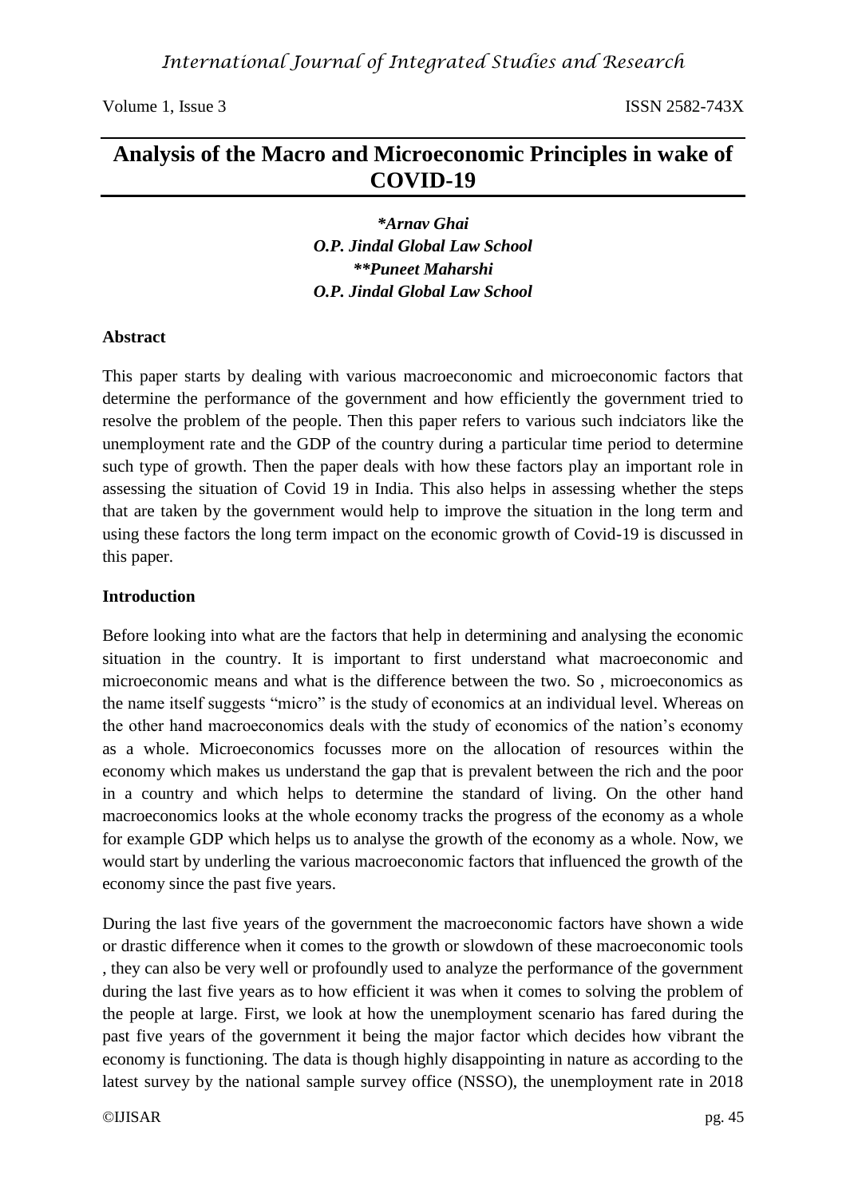# Analysis of the Macro and Microeconomic Principles in wake of COVID-19

***Arnav Ghai**
***O.P. Jindal Global Law School***
****Puneet Maharshi**
***O.P. Jindal Global Law School***

## Abstract

This paper starts by dealing with various macroeconomic and microeconomic factors that determine the performance of the government and how efficiently the government tried to resolve the problem of the people. Then this paper refers to various such indciators like the unemployment rate and the GDP of the country during a particular time period to determine such type of growth. Then the paper deals with how these factors play an important role in assessing the situation of Covid 19 in India. This also helps in assessing whether the steps that are taken by the government would help to improve the situation in the long term and using these factors the long term impact on the economic growth of Covid-19 is discussed in this paper.

## Introduction

Before looking into what are the factors that help in determining and analysing the economic situation in the country. It is important to first understand what macroeconomic and microeconomic means and what is the difference between the two. So , microeconomics as the name itself suggests "micro" is the study of economics at an individual level. Whereas on the other hand macroeconomics deals with the study of economics of the nation's economy as a whole. Microeconomics focusses more on the allocation of resources within the economy which makes us understand the gap that is prevalent between the rich and the poor in a country and which helps to determine the standard of living. On the other hand macroeconomics looks at the whole economy tracks the progress of the economy as a whole for example GDP which helps us to analyse the growth of the economy as a whole. Now, we would start by underling the various macroeconomic factors that influenced the growth of the economy since the past five years.

During the last five years of the government the macroeconomic factors have shown a wide or drastic difference when it comes to the growth or slowdown of these macroeconomic tools , they can also be very well or profoundly used to analyze the performance of the government during the last five years as to how efficient it was when it comes to solving the problem of the people at large. First, we look at how the unemployment scenario has fared during the past five years of the government it being the major factor which decides how vibrant the economy is functioning. The data is though highly disappointing in nature as according to the latest survey by the national sample survey office (NSSO), the unemployment rate in 2018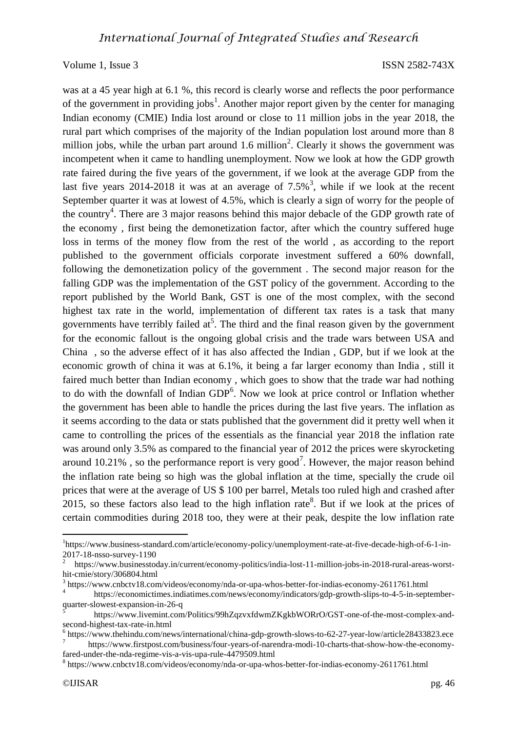was at a 45 year high at 6.1 %, this record is clearly worse and reflects the poor performance of the government in providing jobs[1]. Another major report given by the center for managing Indian economy (CMIE) India lost around or close to 11 million jobs in the year 2018, the rural part which comprises of the majority of the Indian population lost around more than 8 million jobs, while the urban part around 1.6 million[2]. Clearly it shows the government was incompetent when it came to handling unemployment. Now we look at how the GDP growth rate faired during the five years of the government, if we look at the average GDP from the last five years 2014-2018 it was at an average of 7.5%[3], while if we look at the recent September quarter it was at lowest of 4.5%, which is clearly a sign of worry for the people of the country[4]. There are 3 major reasons behind this major debacle of the GDP growth rate of the economy , first being the demonetization factor, after which the country suffered huge loss in terms of the money flow from the rest of the world , as according to the report published to the government officials corporate investment suffered a 60% downfall, following the demonetization policy of the government . The second major reason for the falling GDP was the implementation of the GST policy of the government. According to the report published by the World Bank, GST is one of the most complex, with the second highest tax rate in the world, implementation of different tax rates is a task that many governments have terribly failed at[5]. The third and the final reason given by the government for the economic fallout is the ongoing global crisis and the trade wars between USA and China , so the adverse effect of it has also affected the Indian , GDP, but if we look at the economic growth of china it was at 6.1%, it being a far larger economy than India , still it faired much better than Indian economy , which goes to show that the trade war had nothing to do with the downfall of Indian GDP[6]. Now we look at price control or Inflation whether the government has been able to handle the prices during the last five years. The inflation as it seems according to the data or stats published that the government did it pretty well when it came to controlling the prices of the essentials as the financial year 2018 the inflation rate was around only 3.5% as compared to the financial year of 2012 the prices were skyrocketing around 10.21% , so the performance report is very good[7]. However, the major reason behind the inflation rate being so high was the global inflation at the time, specially the crude oil prices that were at the average of US $ 100 per barrel, Metals too ruled high and crashed after 2015, so these factors also lead to the high inflation rate[8]. But if we look at the prices of certain commodities during 2018 too, they were at their peak, despite the low inflation rate

---

[1] https://www.business-standard.com/article/economy-policy/unemployment-rate-at-five-decade-high-of-6-1-in-2017-18-nsso-survey-1190

[2] https://www.businesstoday.in/current/economy-politics/india-lost-11-million-jobs-in-2018-rural-areas-worst-hit-cmie/story/306804.html

[3] https://www.cnbctv18.com/videos/economy/nda-or-upa-whos-better-for-indias-economy-2611761.html

[4] https://economictimes.indiatimes.com/news/economy/indicators/gdp-growth-slips-to-4-5-in-september-quarter-slowest-expansion-in-26-q

[5] https://www.livemint.com/Politics/99hZqzvxfdwmZKgkbWORrO/GST-one-of-the-most-complex-and-second-highest-tax-rate-in.html

[6] https://www.thehindu.com/news/international/china-gdp-growth-slows-to-62-27-year-low/article28433823.ece

[7] https://www.firstpost.com/business/four-years-of-narendra-modi-10-charts-that-show-how-the-economy-fared-under-the-nda-regime-vis-a-vis-upa-rule-4479509.html

[8] https://www.cnbctv18.com/videos/economy/nda-or-upa-whos-better-for-indias-economy-2611761.html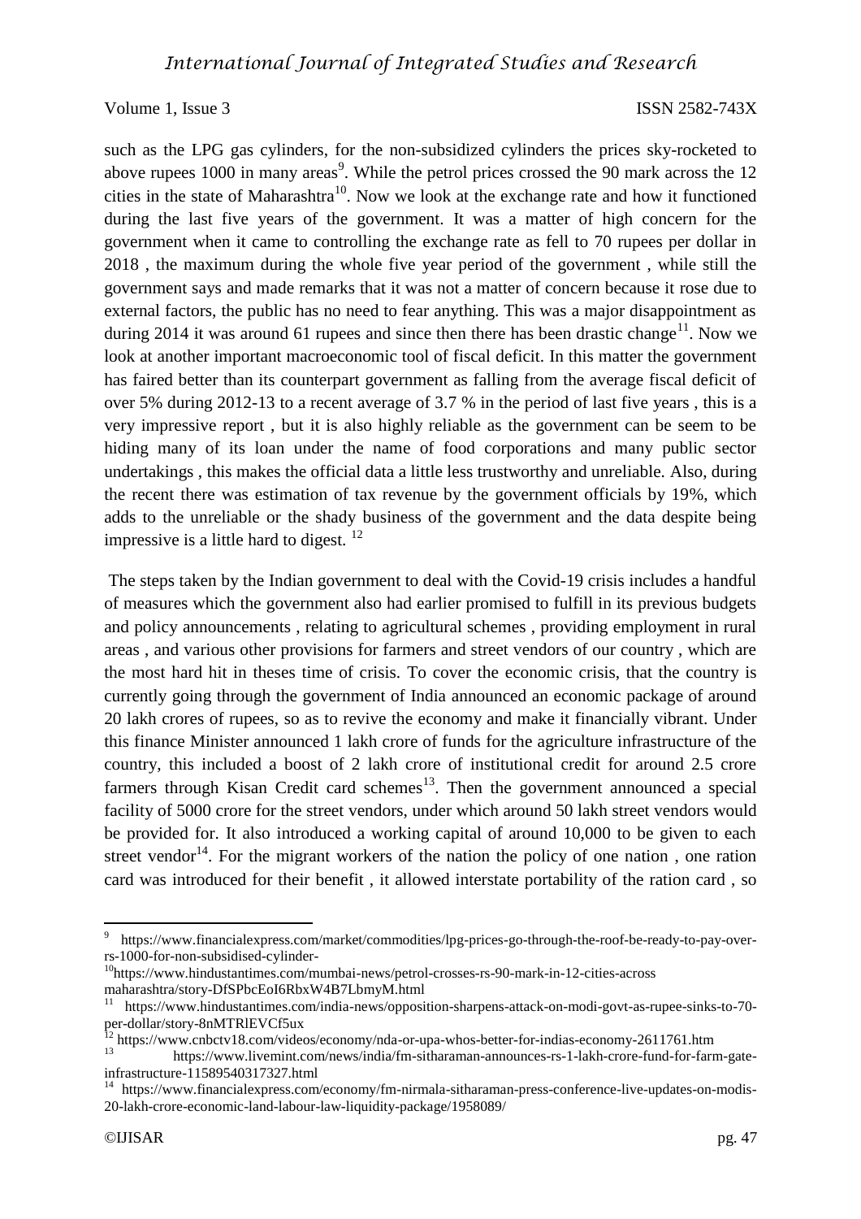such as the LPG gas cylinders, for the non-subsidized cylinders the prices sky-rocketed to above rupees 1000 in many areas[9]. While the petrol prices crossed the 90 mark across the 12 cities in the state of Maharashtra[10]. Now we look at the exchange rate and how it functioned during the last five years of the government. It was a matter of high concern for the government when it came to controlling the exchange rate as fell to 70 rupees per dollar in 2018 , the maximum during the whole five year period of the government , while still the government says and made remarks that it was not a matter of concern because it rose due to external factors, the public has no need to fear anything. This was a major disappointment as during 2014 it was around 61 rupees and since then there has been drastic change[11]. Now we look at another important macroeconomic tool of fiscal deficit. In this matter the government has faired better than its counterpart government as falling from the average fiscal deficit of over 5% during 2012-13 to a recent average of 3.7 % in the period of last five years , this is a very impressive report , but it is also highly reliable as the government can be seem to be hiding many of its loan under the name of food corporations and many public sector undertakings , this makes the official data a little less trustworthy and unreliable. Also, during the recent there was estimation of tax revenue by the government officials by 19%, which adds to the unreliable or the shady business of the government and the data despite being impressive is a little hard to digest. [12]

The steps taken by the Indian government to deal with the Covid-19 crisis includes a handful of measures which the government also had earlier promised to fulfill in its previous budgets and policy announcements , relating to agricultural schemes , providing employment in rural areas , and various other provisions for farmers and street vendors of our country , which are the most hard hit in theses time of crisis. To cover the economic crisis, that the country is currently going through the government of India announced an economic package of around 20 lakh crores of rupees, so as to revive the economy and make it financially vibrant. Under this finance Minister announced 1 lakh crore of funds for the agriculture infrastructure of the country, this included a boost of 2 lakh crore of institutional credit for around 2.5 crore farmers through Kisan Credit card schemes[13]. Then the government announced a special facility of 5000 crore for the street vendors, under which around 50 lakh street vendors would be provided for. It also introduced a working capital of around 10,000 to be given to each street vendor[14]. For the migrant workers of the nation the policy of one nation , one ration card was introduced for their benefit , it allowed interstate portability of the ration card , so

---

[9] https://www.financialexpress.com/market/commodities/lpg-prices-go-through-the-roof-be-ready-to-pay-over-rs-1000-for-non-subsidised-cylinder-

[10] https://www.hindustantimes.com/mumbai-news/petrol-crosses-rs-90-mark-in-12-cities-across maharashtra/story-DfSPbcEoI6RbxW4B7LbmyM.html

[11] https://www.hindustantimes.com/india-news/opposition-sharpens-attack-on-modi-govt-as-rupee-sinks-to-70-per-dollar/story-8nMTRlEVCf5ux

[12] https://www.cnbctv18.com/videos/economy/nda-or-upa-whos-better-for-indias-economy-2611761.htm

[13] https://www.livemint.com/news/india/fm-sitharaman-announces-rs-1-lakh-crore-fund-for-farm-gate-infrastructure-11589540317327.html

[14] https://www.financialexpress.com/economy/fm-nirmala-sitharaman-press-conference-live-updates-on-modis-20-lakh-crore-economic-land-labour-law-liquidity-package/1958089/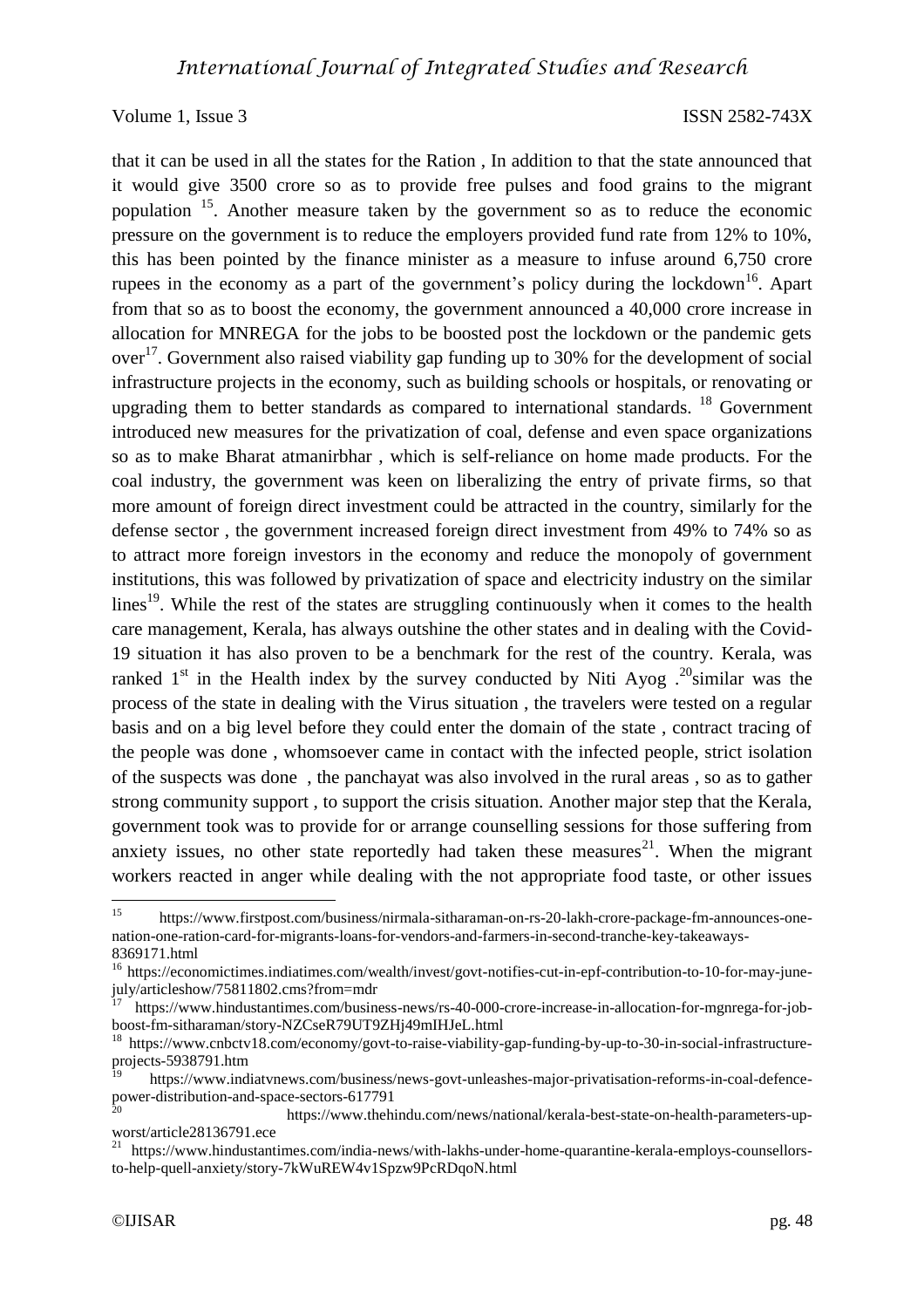that it can be used in all the states for the Ration , In addition to that the state announced that it would give 3500 crore so as to provide free pulses and food grains to the migrant population [15]. Another measure taken by the government so as to reduce the economic pressure on the government is to reduce the employers provided fund rate from 12% to 10%, this has been pointed by the finance minister as a measure to infuse around 6,750 crore rupees in the economy as a part of the government's policy during the lockdown[16]. Apart from that so as to boost the economy, the government announced a 40,000 crore increase in allocation for MNREGA for the jobs to be boosted post the lockdown or the pandemic gets over[17]. Government also raised viability gap funding up to 30% for the development of social infrastructure projects in the economy, such as building schools or hospitals, or renovating or upgrading them to better standards as compared to international standards. [18] Government introduced new measures for the privatization of coal, defense and even space organizations so as to make Bharat atmanirbhar , which is self-reliance on home made products. For the coal industry, the government was keen on liberalizing the entry of private firms, so that more amount of foreign direct investment could be attracted in the country, similarly for the defense sector , the government increased foreign direct investment from 49% to 74% so as to attract more foreign investors in the economy and reduce the monopoly of government institutions, this was followed by privatization of space and electricity industry on the similar lines[19]. While the rest of the states are struggling continuously when it comes to the health care management, Kerala, has always outshine the other states and in dealing with the Covid-19 situation it has also proven to be a benchmark for the rest of the country. Kerala, was ranked 1st in the Health index by the survey conducted by Niti Ayog .[20]similar was the process of the state in dealing with the Virus situation , the travelers were tested on a regular basis and on a big level before they could enter the domain of the state , contract tracing of the people was done , whomsoever came in contact with the infected people, strict isolation of the suspects was done , the panchayat was also involved in the rural areas , so as to gather strong community support , to support the crisis situation. Another major step that the Kerala, government took was to provide for or arrange counselling sessions for those suffering from anxiety issues, no other state reportedly had taken these measures[21]. When the migrant workers reacted in anger while dealing with the not appropriate food taste, or other issues

---

[15] https://www.firstpost.com/business/nirmala-sitharaman-on-rs-20-lakh-crore-package-fm-announces-one-nation-one-ration-card-for-migrants-loans-for-vendors-and-farmers-in-second-tranche-key-takeaways-8369171.html

[16] https://economictimes.indiatimes.com/wealth/invest/govt-notifies-cut-in-epf-contribution-to-10-for-may-june-july/articleshow/75811802.cms?from=mdr

[17] https://www.hindustantimes.com/business-news/rs-40-000-crore-increase-in-allocation-for-mgnrega-for-job-boost-fm-sitharaman/story-NZCseR79UT9ZHj49mIHJeL.html

[18] https://www.cnbctv18.com/economy/govt-to-raise-viability-gap-funding-by-up-to-30-in-social-infrastructure-projects-5938791.htm

[19] https://www.indiatvnews.com/business/news-govt-unleashes-major-privatisation-reforms-in-coal-defence-power-distribution-and-space-sectors-617791

[20] https://www.thehindu.com/news/national/kerala-best-state-on-health-parameters-up-worst/article28136791.ece

[21] https://www.hindustantimes.com/india-news/with-lakhs-under-home-quarantine-kerala-employs-counsellors-to-help-quell-anxiety/story-7kWuREW4v1Spzw9PcRDqoN.html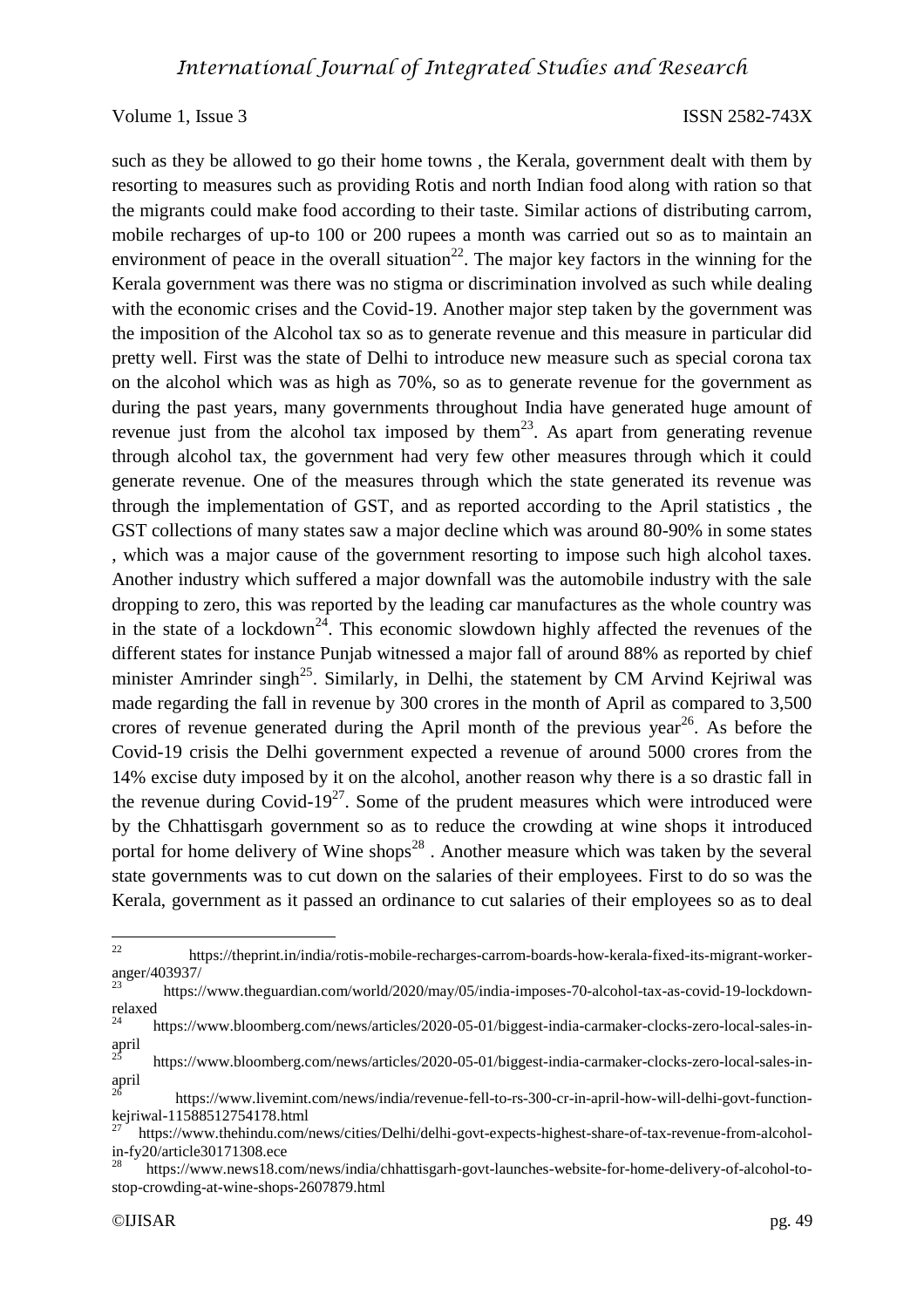such as they be allowed to go their home towns , the Kerala, government dealt with them by resorting to measures such as providing Rotis and north Indian food along with ration so that the migrants could make food according to their taste. Similar actions of distributing carrom, mobile recharges of up-to 100 or 200 rupees a month was carried out so as to maintain an environment of peace in the overall situation[22]. The major key factors in the winning for the Kerala government was there was no stigma or discrimination involved as such while dealing with the economic crises and the Covid-19. Another major step taken by the government was the imposition of the Alcohol tax so as to generate revenue and this measure in particular did pretty well. First was the state of Delhi to introduce new measure such as special corona tax on the alcohol which was as high as 70%, so as to generate revenue for the government as during the past years, many governments throughout India have generated huge amount of revenue just from the alcohol tax imposed by them[23]. As apart from generating revenue through alcohol tax, the government had very few other measures through which it could generate revenue. One of the measures through which the state generated its revenue was through the implementation of GST, and as reported according to the April statistics , the GST collections of many states saw a major decline which was around 80-90% in some states , which was a major cause of the government resorting to impose such high alcohol taxes. Another industry which suffered a major downfall was the automobile industry with the sale dropping to zero, this was reported by the leading car manufactures as the whole country was in the state of a lockdown[24]. This economic slowdown highly affected the revenues of the different states for instance Punjab witnessed a major fall of around 88% as reported by chief minister Amrinder singh[25]. Similarly, in Delhi, the statement by CM Arvind Kejriwal was made regarding the fall in revenue by 300 crores in the month of April as compared to 3,500 crores of revenue generated during the April month of the previous year[26]. As before the Covid-19 crisis the Delhi government expected a revenue of around 5000 crores from the 14% excise duty imposed by it on the alcohol, another reason why there is a so drastic fall in the revenue during Covid-19[27]. Some of the prudent measures which were introduced were by the Chhattisgarh government so as to reduce the crowding at wine shops it introduced portal for home delivery of Wine shops[28] . Another measure which was taken by the several state governments was to cut down on the salaries of their employees. First to do so was the Kerala, government as it passed an ordinance to cut salaries of their employees so as to deal

---

[22] https://theprint.in/india/rotis-mobile-recharges-carrom-boards-how-kerala-fixed-its-migrant-worker-anger/403937/

[23] https://www.theguardian.com/world/2020/may/05/india-imposes-70-alcohol-tax-as-covid-19-lockdown-relaxed

[24] https://www.bloomberg.com/news/articles/2020-05-01/biggest-india-carmaker-clocks-zero-local-sales-in-april

[25] https://www.bloomberg.com/news/articles/2020-05-01/biggest-india-carmaker-clocks-zero-local-sales-in-april

[26] https://www.livemint.com/news/india/revenue-fell-to-rs-300-cr-in-april-how-will-delhi-govt-function-kejriwal-11588512754178.html

[27] https://www.thehindu.com/news/cities/Delhi/delhi-govt-expects-highest-share-of-tax-revenue-from-alcohol-in-fy20/article30171308.ece

[28] https://www.news18.com/news/india/chhattisgarh-govt-launches-website-for-home-delivery-of-alcohol-to-stop-crowding-at-wine-shops-2607879.html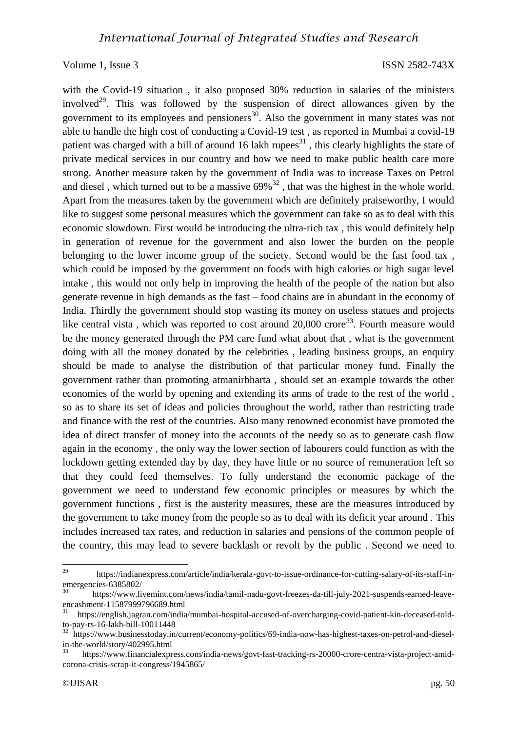with the Covid-19 situation , it also proposed 30% reduction in salaries of the ministers involved[29]. This was followed by the suspension of direct allowances given by the government to its employees and pensioners[30]. Also the government in many states was not able to handle the high cost of conducting a Covid-19 test , as reported in Mumbai a covid-19 patient was charged with a bill of around 16 lakh rupees[31] , this clearly highlights the state of private medical services in our country and how we need to make public health care more strong. Another measure taken by the government of India was to increase Taxes on Petrol and diesel , which turned out to be a massive 69%[32] , that was the highest in the whole world. Apart from the measures taken by the government which are definitely praiseworthy, I would like to suggest some personal measures which the government can take so as to deal with this economic slowdown. First would be introducing the ultra-rich tax , this would definitely help in generation of revenue for the government and also lower the burden on the people belonging to the lower income group of the society. Second would be the fast food tax , which could be imposed by the government on foods with high calories or high sugar level intake , this would not only help in improving the health of the people of the nation but also generate revenue in high demands as the fast – food chains are in abundant in the economy of India. Thirdly the government should stop wasting its money on useless statues and projects like central vista , which was reported to cost around 20,000 crore[33]. Fourth measure would be the money generated through the PM care fund what about that , what is the government doing with all the money donated by the celebrities , leading business groups, an enquiry should be made to analyse the distribution of that particular money fund. Finally the government rather than promoting atmanirbharta , should set an example towards the other economies of the world by opening and extending its arms of trade to the rest of the world , so as to share its set of ideas and policies throughout the world, rather than restricting trade and finance with the rest of the countries. Also many renowned economist have promoted the idea of direct transfer of money into the accounts of the needy so as to generate cash flow again in the economy , the only way the lower section of labourers could function as with the lockdown getting extended day by day, they have little or no source of remuneration left so that they could feed themselves. To fully understand the economic package of the government we need to understand few economic principles or measures by which the government functions , first is the austerity measures, these are the measures introduced by the government to take money from the people so as to deal with its deficit year around . This includes increased tax rates, and reduction in salaries and pensions of the common people of the country, this may lead to severe backlash or revolt by the public . Second we need to

---

[29] https://indianexpress.com/article/india/kerala-govt-to-issue-ordinance-for-cutting-salary-of-its-staff-in-emergencies-6385802/

[30] https://www.livemint.com/news/india/tamil-nadu-govt-freezes-da-till-july-2021-suspends-earned-leave-encashment-11587999796689.html

[31] https://english.jagran.com/india/mumbai-hospital-accused-of-overcharging-covid-patient-kin-deceased-told-to-pay-rs-16-lakh-bill-10011448

[32] https://www.businesstoday.in/current/economy-politics/69-india-now-has-highest-taxes-on-petrol-and-diesel-in-the-world/story/402995.html

[33] https://www.financialexpress.com/india-news/govt-fast-tracking-rs-20000-crore-centra-vista-project-amid-corona-crisis-scrap-it-congress/1945865/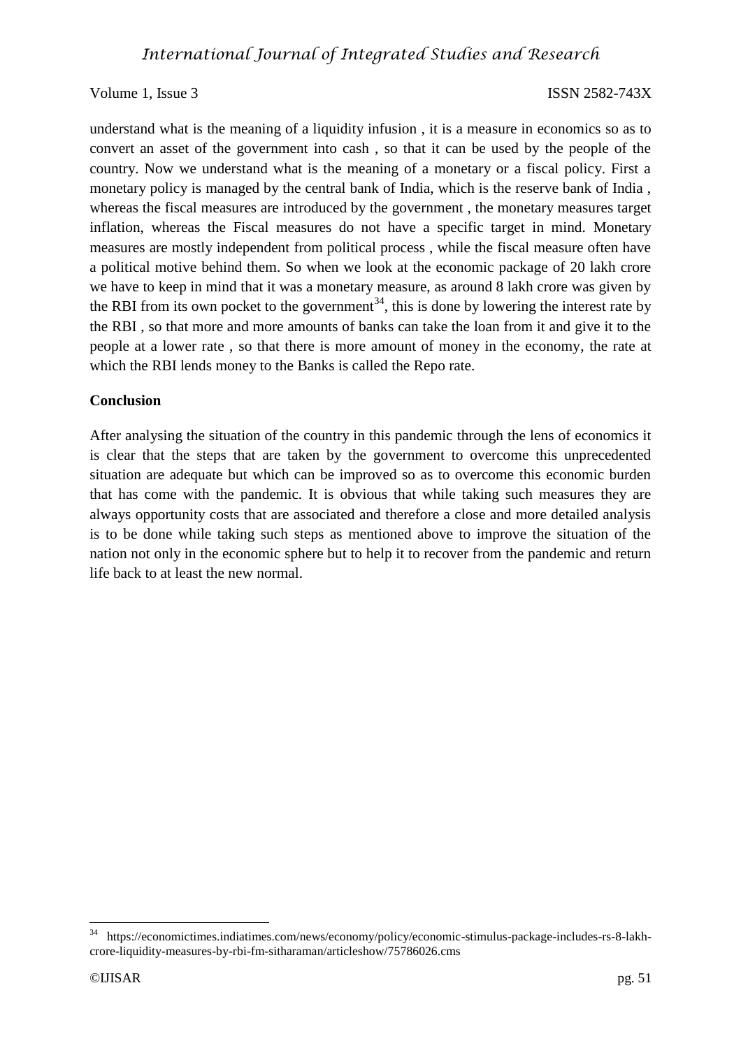understand what is the meaning of a liquidity infusion , it is a measure in economics so as to convert an asset of the government into cash , so that it can be used by the people of the country. Now we understand what is the meaning of a monetary or a fiscal policy. First a monetary policy is managed by the central bank of India, which is the reserve bank of India , whereas the fiscal measures are introduced by the government , the monetary measures target inflation, whereas the Fiscal measures do not have a specific target in mind. Monetary measures are mostly independent from political process , while the fiscal measure often have a political motive behind them. So when we look at the economic package of 20 lakh crore we have to keep in mind that it was a monetary measure, as around 8 lakh crore was given by the RBI from its own pocket to the government[34], this is done by lowering the interest rate by the RBI , so that more and more amounts of banks can take the loan from it and give it to the people at a lower rate , so that there is more amount of money in the economy, the rate at which the RBI lends money to the Banks is called the Repo rate.

**Conclusion**

After analysing the situation of the country in this pandemic through the lens of economics it is clear that the steps that are taken by the government to overcome this unprecedented situation are adequate but which can be improved so as to overcome this economic burden that has come with the pandemic. It is obvious that while taking such measures they are always opportunity costs that are associated and therefore a close and more detailed analysis is to be done while taking such steps as mentioned above to improve the situation of the nation not only in the economic sphere but to help it to recover from the pandemic and return life back to at least the new normal.

---

[34] https://economictimes.indiatimes.com/news/economy/policy/economic-stimulus-package-includes-rs-8-lakh-crore-liquidity-measures-by-rbi-fm-sitharaman/articleshow/75786026.cms